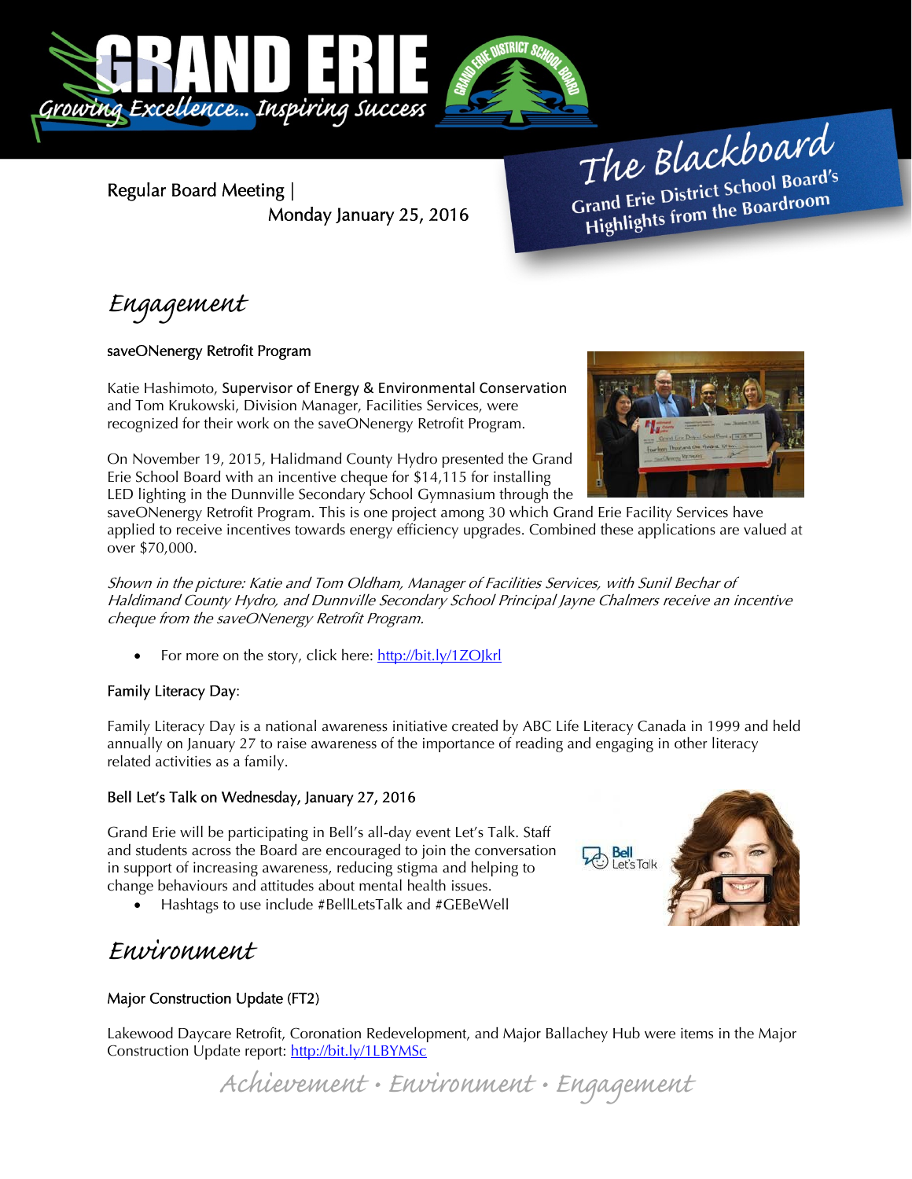# GRAND ERIE

Growing Excellence... Inspiring Success

**The Blackboard**
**Grand Erie District School Board's Highlights from the Boardroom**

Regular Board Meeting | Monday January 25, 2016

## Engagement

### saveONenergy Retrofit Program

Katie Hashimoto, Supervisor of Energy & Environmental Conservation and Tom Krukowski, Division Manager, Facilities Services, were recognized for their work on the saveONenergy Retrofit Program.

On November 19, 2015, Halidmand County Hydro presented the Grand Erie School Board with an incentive cheque for $14,115 for installing LED lighting in the Dunnville Secondary School Gymnasium through the saveONenergy Retrofit Program. This is one project among 30 which Grand Erie Facility Services have applied to receive incentives towards energy efficiency upgrades. Combined these applications are valued at over $70,000.

*Shown in the picture: Katie and Tom Oldham, Manager of Facilities Services, with Sunil Bechar of Haldimand County Hydro, and Dunnville Secondary School Principal Jayne Chalmers receive an incentive cheque from the saveONenergy Retrofit Program.*

- For more on the story, click here: http://bit.ly/1ZOJkrl

### Family Literacy Day:

Family Literacy Day is a national awareness initiative created by ABC Life Literacy Canada in 1999 and held annually on January 27 to raise awareness of the importance of reading and engaging in other literacy related activities as a family.

### Bell Let's Talk on Wednesday, January 27, 2016

Grand Erie will be participating in Bell's all-day event Let's Talk. Staff and students across the Board are encouraged to join the conversation in support of increasing awareness, reducing stigma and helping to change behaviours and attitudes about mental health issues.

- Hashtags to use include #BellLetsTalk and #GEBeWell

## Environment

### Major Construction Update (FT2)

Lakewood Daycare Retrofit, Coronation Redevelopment, and Major Ballachey Hub were items in the Major Construction Update report: http://bit.ly/1LBYMSc

Achievement • Environment • Engagement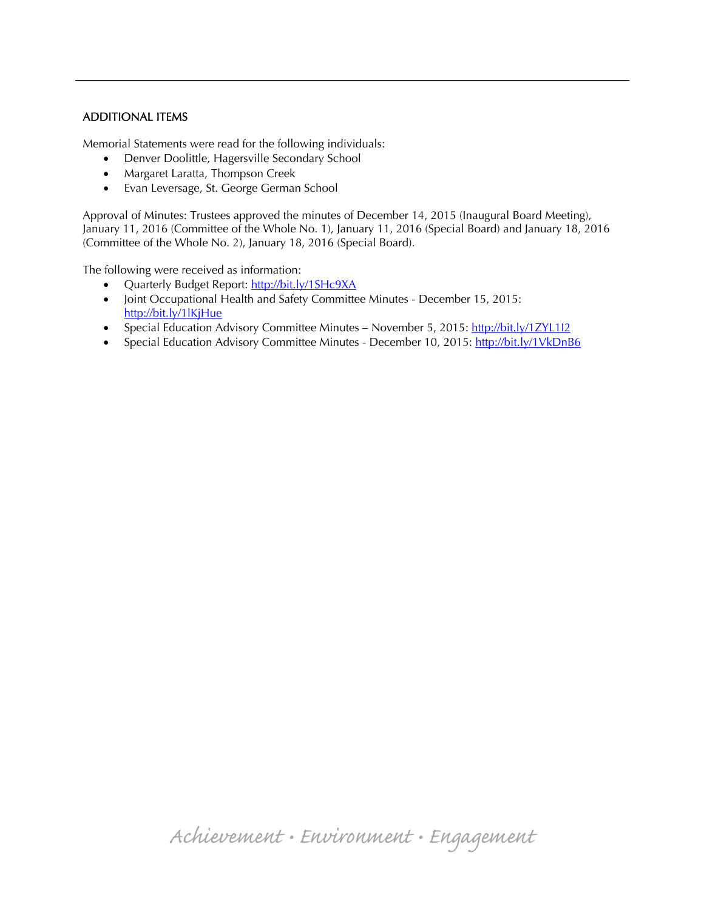## ADDITIONAL ITEMS

Memorial Statements were read for the following individuals:

- Denver Doolittle, Hagersville Secondary School
- Margaret Laratta, Thompson Creek
- Evan Leversage, St. George German School

Approval of Minutes: Trustees approved the minutes of December 14, 2015 (Inaugural Board Meeting), January 11, 2016 (Committee of the Whole No. 1), January 11, 2016 (Special Board) and January 18, 2016 (Committee of the Whole No. 2), January 18, 2016 (Special Board).

The following were received as information:

- Quarterly Budget Report: http://bit.ly/1SHc9XA
- Joint Occupational Health and Safety Committee Minutes - December 15, 2015: http://bit.ly/1lKjHue
- Special Education Advisory Committee Minutes – November 5, 2015: http://bit.ly/1ZYL1I2
- Special Education Advisory Committee Minutes - December 10, 2015: http://bit.ly/1VkDnB6